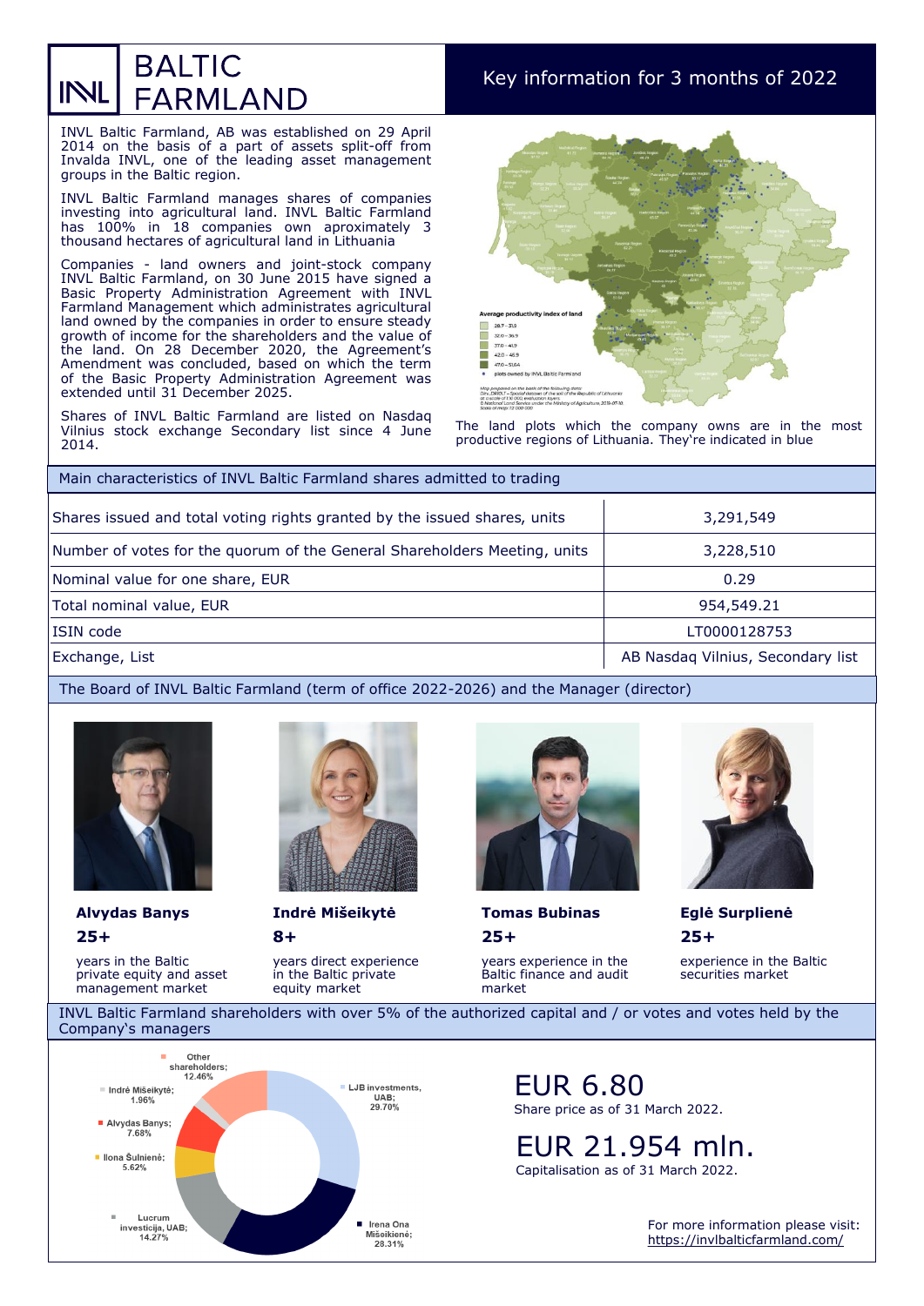# INVL BALTIC FARMLAND

## Key information for 3 months of 2022

INVL Baltic Farmland, AB was established on 29 April 2014 on the basis of a part of assets split-off from Invalda INVL, one of the leading asset management groups in the Baltic region.

INVL Baltic Farmland manages shares of companies investing into agricultural land. INVL Baltic Farmland has 100% in 18 companies own aproximately 3 thousand hectares of agricultural land in Lithuania

Companies - land owners and joint-stock company INVL Baltic Farmland, on 30 June 2015 have signed a Basic Property Administration Agreement with INVL Farmland Management which administrates agricultural land owned by the companies in order to ensure steady growth of income for the shareholders and the value of the land. On 28 December 2020, the Agreement's Amendment was concluded, based on which the term of the Basic Property Administration Agreement was extended until 31 December 2025.

Shares of INVL Baltic Farmland are listed on Nasdaq Vilnius stock exchange Secondary list since 4 June 2014.

Average productivity index of land
- 28.7 – 31.9
- 32.0 – 36.9
- 37.0 – 41.9
- 42.0 – 46.9
- 47.0 – 51.64
- plots owned by INVL Baltic Farmland

The land plots which the company owns are in the most productive regions of Lithuania. They're indicated in blue

## Main characteristics of INVL Baltic Farmland shares admitted to trading

| | |
|---|---|
| Shares issued and total voting rights granted by the issued shares, units | 3,291,549 |
| Number of votes for the quorum of the General Shareholders Meeting, units | 3,228,510 |
| Nominal value for one share, EUR | 0.29 |
| Total nominal value, EUR | 954,549.21 |
| ISIN code | LT0000128753 |
| Exchange, List | AB Nasdaq Vilnius, Secondary list |

## The Board of INVL Baltic Farmland (term of office 2022-2026) and the Manager (director)

**Alvydas Banys**
**25+**
years in the Baltic private equity and asset management market

**Indrė Mišeikytė**
**8+**
years direct experience in the Baltic private equity market

**Tomas Bubinas**
**25+**
years experience in the Baltic finance and audit market

**Eglė Surplienė**
**25+**
experience in the Baltic securities market

## INVL Baltic Farmland shareholders with over 5% of the authorized capital and / or votes and votes held by the Company's managers

- LJB investments, UAB; 29.70%
- Irena Ona Mišeikienė; 28.31%
- Lucrum investicija, UAB; 14.27%
- Ilona Šulnienė; 5.62%
- Alvydas Banys; 7.68%
- Indrė Mišeikytė; 1.96%
- Other shareholders; 12.46%

**EUR 6.80**
Share price as of 31 March 2022.

**EUR 21.954 mln.**
Capitalisation as of 31 March 2022.

For more information please visit:
https://invlbalticfarmland.com/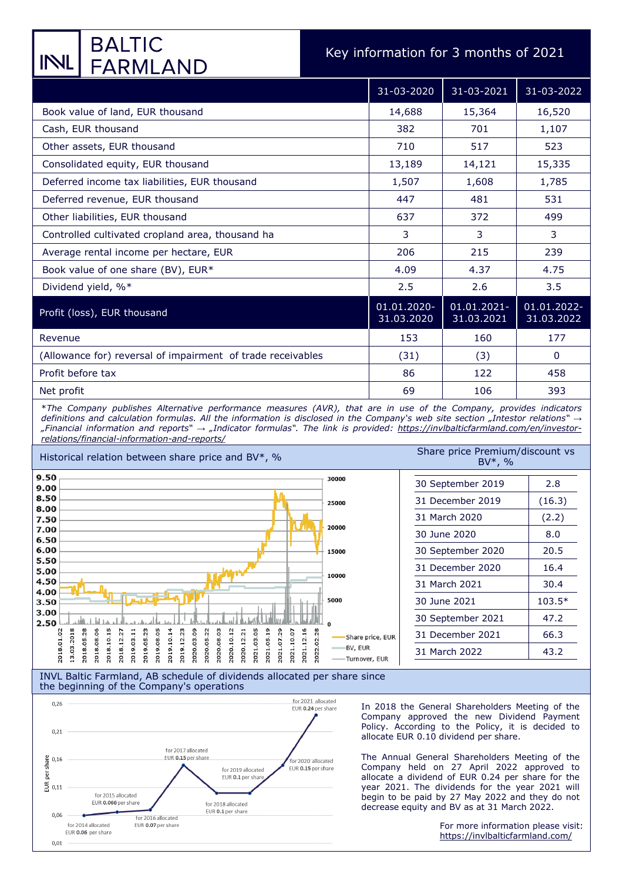# INVL BALTIC FARMLAND

## Key information for 3 months of 2021

| | 31-03-2020 | 31-03-2021 | 31-03-2022 |
|---|---|---|---|
| Book value of land, EUR thousand | 14,688 | 15,364 | 16,520 |
| Cash, EUR thousand | 382 | 701 | 1,107 |
| Other assets, EUR thousand | 710 | 517 | 523 |
| Consolidated equity, EUR thousand | 13,189 | 14,121 | 15,335 |
| Deferred income tax liabilities, EUR thousand | 1,507 | 1,608 | 1,785 |
| Deferred revenue, EUR thousand | 447 | 481 | 531 |
| Other liabilities, EUR thousand | 637 | 372 | 499 |
| Controlled cultivated cropland area, thousand ha | 3 | 3 | 3 |
| Average rental income per hectare, EUR | 206 | 215 | 239 |
| Book value of one share (BV), EUR* | 4.09 | 4.37 | 4.75 |
| Dividend yield, %* | 2.5 | 2.6 | 3.5 |
| **Profit (loss), EUR thousand** | **01.01.2020-31.03.2020** | **01.01.2021-31.03.2021** | **01.01.2022-31.03.2022** |
| Revenue | 153 | 160 | 177 |
| (Allowance for) reversal of impairment of trade receivables | (31) | (3) | 0 |
| Profit before tax | 86 | 122 | 458 |
| Net profit | 69 | 106 | 393 |

*\*The Company publishes Alternative performance measures (AVR), that are in use of the Company, provides indicators definitions and calculation formulas. All the information is disclosed in the Company's web site section „Intestor relations" → „Financial information and reports" → „Indicator formulas". The link is provided: https://invlbalticfarmland.com/en/investor-relations/financial-information-and-reports/*

### Historical relation between share price and BV*, %

9.50
9.00
8.50
8.00
7.50
7.00
6.50
6.00
5.50
5.00
4.50
4.00
3.50
3.00
2.50

30000
25000
20000
15000
10000
5000
0

2018.01.02, 13.03.2018, 2018.05.28, 2018.08.06, 2018.10.15, 2018.12.27, 2019.03.11, 2019.05.23, 2019.08.05, 2019.10.14, 2019.12.23, 2020.03.09, 2020.05.22, 2020.08.03, 2020.10.12, 2020.12.21, 2021.03.05, 2021.05.19, 2021.07.29, 2021.10.07, 2021.12.16, 2022.02.28

Share price, EUR
BV, EUR
Turnover, EUR

### Share price Premium/discount vs BV*, %

| | |
|---|---|
| 30 September 2019 | 2.8 |
| 31 December 2019 | (16.3) |
| 31 March 2020 | (2.2) |
| 30 June 2020 | 8.0 |
| 30 September 2020 | 20.5 |
| 31 December 2020 | 16.4 |
| 31 March 2021 | 30.4 |
| 30 June 2021 | 103.5* |
| 30 September 2021 | 47.2 |
| 31 December 2021 | 66.3 |
| 31 March 2022 | 43.2 |

### INVL Baltic Farmland, AB schedule of dividends allocated per share since the beginning of the Company's operations

EUR per share
0,26
0,21
0,16
0,11
0,06
0,01

for 2014 allocated EUR 0.06 per share
for 2015 allocated EUR 0.066 per share
for 2016 allocated EUR 0.07 per share
for 2017 allocated EUR 0.15 per share
for 2018 allocated EUR 0.1 per share
for 2019 allocated EUR 0.1 per share
for 2020 allocated EUR 0.15 per share
for 2021 allocated EUR 0.24 per share

In 2018 the General Shareholders Meeting of the Company approved the new Dividend Payment Policy. According to the Policy, it is decided to allocate EUR 0.10 dividend per share.

The Annual General Shareholders Meeting of the Company held on 27 April 2022 approved to allocate a dividend of EUR 0.24 per share for the year 2021. The dividends for the year 2021 will begin to be paid by 27 May 2022 and they do not decrease equity and BV as at 31 March 2022.

For more information please visit: https://invlbalticfarmland.com/